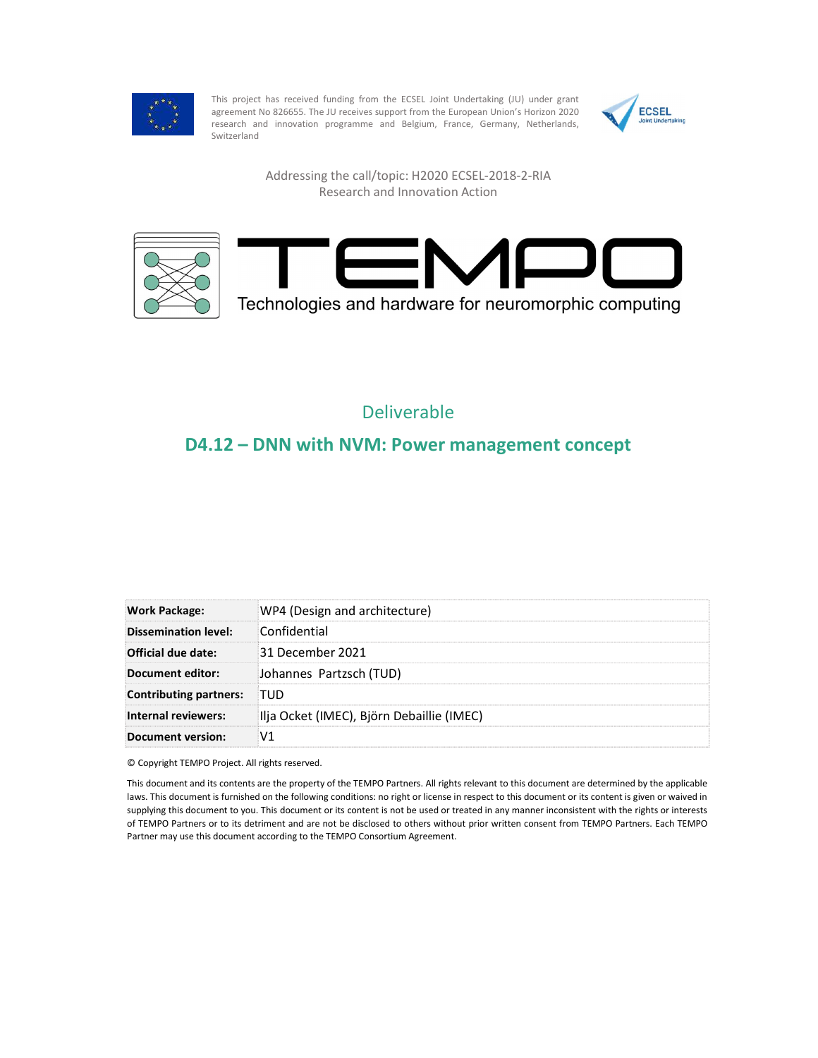This project has received funding from the ECSEL Joint Undertaking (JU) under grant agreement No 826655. The JU receives support from the European Union's Horizon 2020 research and innovation programme and Belgium, France, Germany, Netherlands, Switzerland

Addressing the call/topic: H2020 ECSEL-2018-2-RIA
Research and Innovation Action

# TEMPO

Technologies and hardware for neuromorphic computing

## Deliverable

## D4.12 – DNN with NVM: Power management concept

| | |
|---|---|
| **Work Package:** | WP4 (Design and architecture) |
| **Dissemination level:** | Confidential |
| **Official due date:** | 31 December 2021 |
| **Document editor:** | Johannes Partzsch (TUD) |
| **Contributing partners:** | TUD |
| **Internal reviewers:** | Ilja Ocket (IMEC), Björn Debaillie (IMEC) |
| **Document version:** | V1 |

© Copyright TEMPO Project. All rights reserved.

This document and its contents are the property of the TEMPO Partners. All rights relevant to this document are determined by the applicable laws. This document is furnished on the following conditions: no right or license in respect to this document or its contents is given or waived in supplying this document to you. This document or its content is not be used or treated in any manner inconsistent with the rights or interests of TEMPO Partners or to its detriment and are not be disclosed to others without prior written consent from TEMPO Partners. Each TEMPO Partner may use this document according to the TEMPO Consortium Agreement.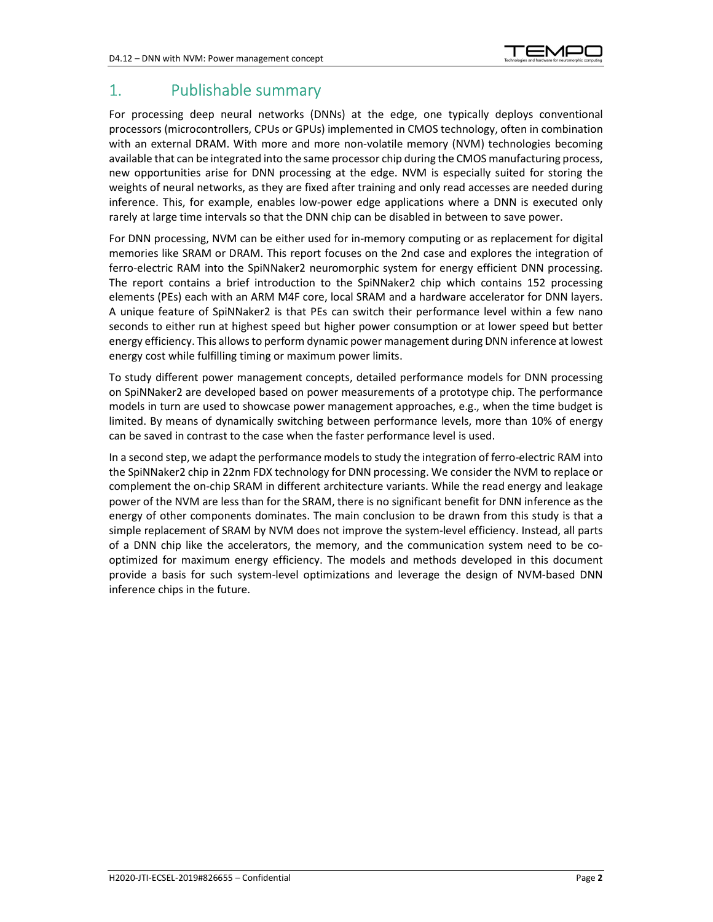# 1. Publishable summary

For processing deep neural networks (DNNs) at the edge, one typically deploys conventional processors (microcontrollers, CPUs or GPUs) implemented in CMOS technology, often in combination with an external DRAM. With more and more non-volatile memory (NVM) technologies becoming available that can be integrated into the same processor chip during the CMOS manufacturing process, new opportunities arise for DNN processing at the edge. NVM is especially suited for storing the weights of neural networks, as they are fixed after training and only read accesses are needed during inference. This, for example, enables low-power edge applications where a DNN is executed only rarely at large time intervals so that the DNN chip can be disabled in between to save power.

For DNN processing, NVM can be either used for in-memory computing or as replacement for digital memories like SRAM or DRAM. This report focuses on the 2nd case and explores the integration of ferro-electric RAM into the SpiNNaker2 neuromorphic system for energy efficient DNN processing. The report contains a brief introduction to the SpiNNaker2 chip which contains 152 processing elements (PEs) each with an ARM M4F core, local SRAM and a hardware accelerator for DNN layers. A unique feature of SpiNNaker2 is that PEs can switch their performance level within a few nano seconds to either run at highest speed but higher power consumption or at lower speed but better energy efficiency. This allows to perform dynamic power management during DNN inference at lowest energy cost while fulfilling timing or maximum power limits.

To study different power management concepts, detailed performance models for DNN processing on SpiNNaker2 are developed based on power measurements of a prototype chip. The performance models in turn are used to showcase power management approaches, e.g., when the time budget is limited. By means of dynamically switching between performance levels, more than 10% of energy can be saved in contrast to the case when the faster performance level is used.

In a second step, we adapt the performance models to study the integration of ferro-electric RAM into the SpiNNaker2 chip in 22nm FDX technology for DNN processing. We consider the NVM to replace or complement the on-chip SRAM in different architecture variants. While the read energy and leakage power of the NVM are less than for the SRAM, there is no significant benefit for DNN inference as the energy of other components dominates. The main conclusion to be drawn from this study is that a simple replacement of SRAM by NVM does not improve the system-level efficiency. Instead, all parts of a DNN chip like the accelerators, the memory, and the communication system need to be co-optimized for maximum energy efficiency. The models and methods developed in this document provide a basis for such system-level optimizations and leverage the design of NVM-based DNN inference chips in the future.